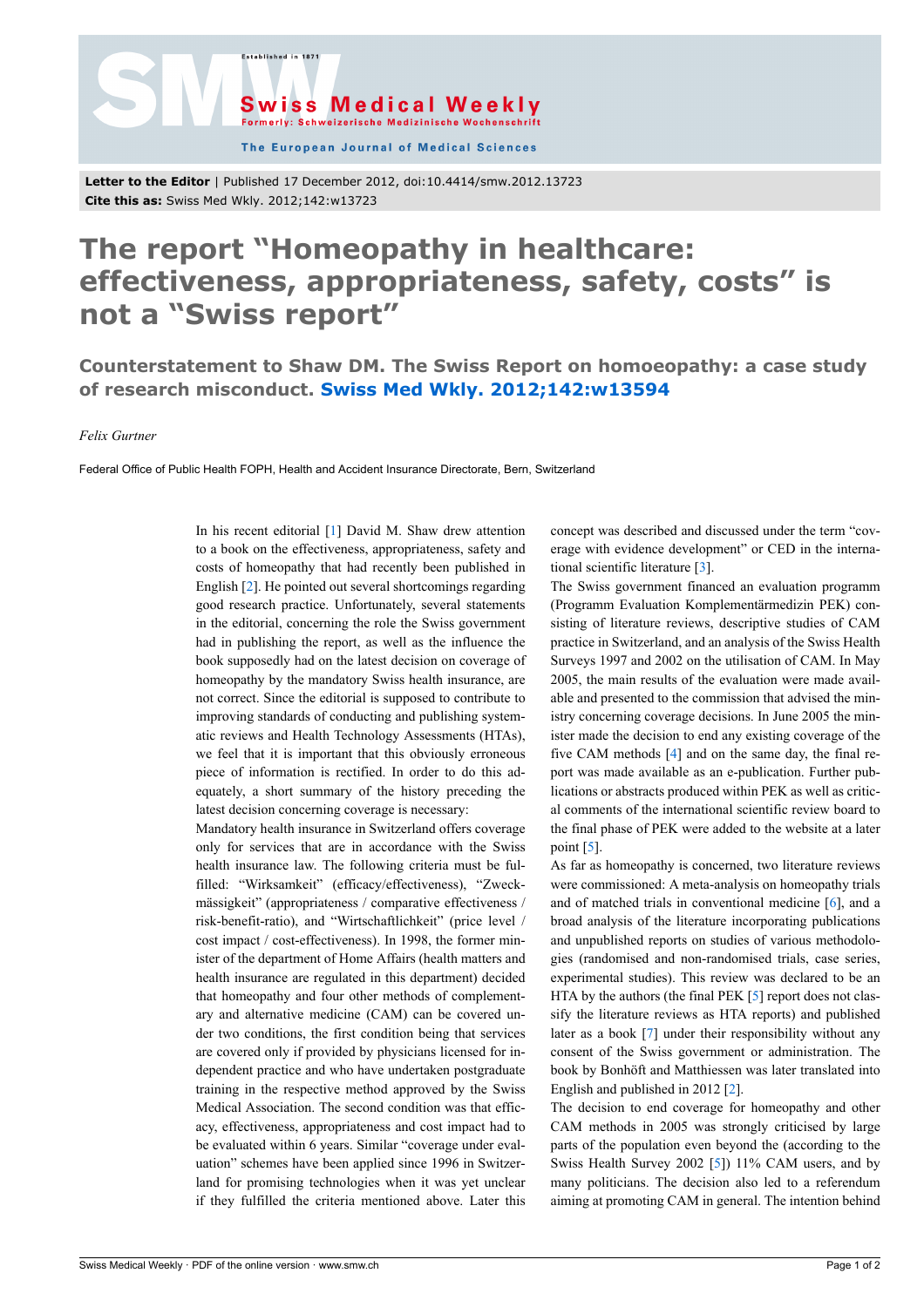**Letter to the Editor** | Published 17 December 2012, doi:10.4414/smw.2012.13723
**Cite this as:** Swiss Med Wkly. 2012;142:w13723

# The report "Homeopathy in healthcare: effectiveness, appropriateness, safety, costs" is not a "Swiss report"

## Counterstatement to Shaw DM. The Swiss Report on homoeopathy: a case study of research misconduct. Swiss Med Wkly. 2012;142:w13594

*Felix Gurtner*

Federal Office of Public Health FOPH, Health and Accident Insurance Directorate, Bern, Switzerland

In his recent editorial [1] David M. Shaw drew attention to a book on the effectiveness, appropriateness, safety and costs of homeopathy that had recently been published in English [2]. He pointed out several shortcomings regarding good research practice. Unfortunately, several statements in the editorial, concerning the role the Swiss government had in publishing the report, as well as the influence the book supposedly had on the latest decision on coverage of homeopathy by the mandatory Swiss health insurance, are not correct. Since the editorial is supposed to contribute to improving standards of conducting and publishing systematic reviews and Health Technology Assessments (HTAs), we feel that it is important that this obviously erroneous piece of information is rectified. In order to do this adequately, a short summary of the history preceding the latest decision concerning coverage is necessary:

Mandatory health insurance in Switzerland offers coverage only for services that are in accordance with the Swiss health insurance law. The following criteria must be fulfilled: "Wirksamkeit" (efficacy/effectiveness), "Zweckmässigkeit" (appropriateness / comparative effectiveness / risk-benefit-ratio), and "Wirtschaftlichkeit" (price level / cost impact / cost-effectiveness). In 1998, the former minister of the department of Home Affairs (health matters and health insurance are regulated in this department) decided that homeopathy and four other methods of complementary and alternative medicine (CAM) can be covered under two conditions, the first condition being that services are covered only if provided by physicians licensed for independent practice and who have undertaken postgraduate training in the respective method approved by the Swiss Medical Association. The second condition was that efficacy, effectiveness, appropriateness and cost impact had to be evaluated within 6 years. Similar "coverage under evaluation" schemes have been applied since 1996 in Switzerland for promising technologies when it was yet unclear if they fulfilled the criteria mentioned above. Later this concept was described and discussed under the term "coverage with evidence development" or CED in the international scientific literature [3].

The Swiss government financed an evaluation programm (Programm Evaluation Komplementärmedizin PEK) consisting of literature reviews, descriptive studies of CAM practice in Switzerland, and an analysis of the Swiss Health Surveys 1997 and 2002 on the utilisation of CAM. In May 2005, the main results of the evaluation were made available and presented to the commission that advised the ministry concerning coverage decisions. In June 2005 the minister made the decision to end any existing coverage of the five CAM methods [4] and on the same day, the final report was made available as an e-publication. Further publications or abstracts produced within PEK as well as critical comments of the international scientific review board to the final phase of PEK were added to the website at a later point [5].

As far as homeopathy is concerned, two literature reviews were commissioned: A meta-analysis on homeopathy trials and of matched trials in conventional medicine [6], and a broad analysis of the literature incorporating publications and unpublished reports on studies of various methodologies (randomised and non-randomised trials, case series, experimental studies). This review was declared to be an HTA by the authors (the final PEK [5] report does not classify the literature reviews as HTA reports) and published later as a book [7] under their responsibility without any consent of the Swiss government or administration. The book by Bonhöft and Matthiessen was later translated into English and published in 2012 [2].

The decision to end coverage for homeopathy and other CAM methods in 2005 was strongly criticised by large parts of the population even beyond the (according to the Swiss Health Survey 2002 [5]) 11% CAM users, and by many politicians. The decision also led to a referendum aiming at promoting CAM in general. The intention behind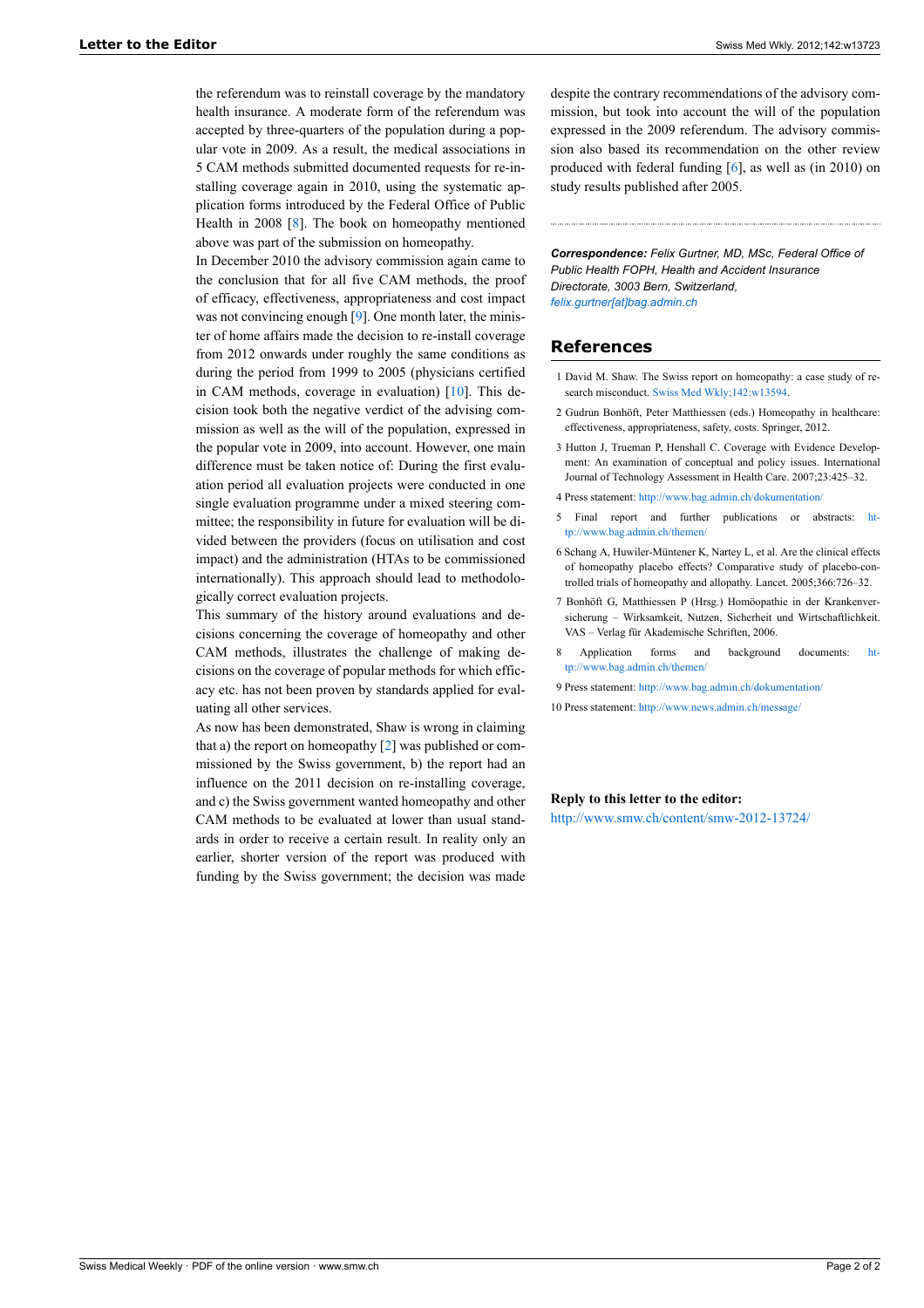the referendum was to reinstall coverage by the mandatory health insurance. A moderate form of the referendum was accepted by three-quarters of the population during a popular vote in 2009. As a result, the medical associations in 5 CAM methods submitted documented requests for re-installing coverage again in 2010, using the systematic application forms introduced by the Federal Office of Public Health in 2008 [8]. The book on homeopathy mentioned above was part of the submission on homeopathy.

In December 2010 the advisory commission again came to the conclusion that for all five CAM methods, the proof of efficacy, effectiveness, appropriateness and cost impact was not convincing enough [9]. One month later, the minister of home affairs made the decision to re-install coverage from 2012 onwards under roughly the same conditions as during the period from 1999 to 2005 (physicians certified in CAM methods, coverage in evaluation) [10]. This decision took both the negative verdict of the advising commission as well as the will of the population, expressed in the popular vote in 2009, into account. However, one main difference must be taken notice of: During the first evaluation period all evaluation projects were conducted in one single evaluation programme under a mixed steering committee; the responsibility in future for evaluation will be divided between the providers (focus on utilisation and cost impact) and the administration (HTAs to be commissioned internationally). This approach should lead to methodologically correct evaluation projects.

This summary of the history around evaluations and decisions concerning the coverage of homeopathy and other CAM methods, illustrates the challenge of making decisions on the coverage of popular methods for which efficacy etc. has not been proven by standards applied for evaluating all other services.

As now has been demonstrated, Shaw is wrong in claiming that a) the report on homeopathy [2] was published or commissioned by the Swiss government, b) the report had an influence on the 2011 decision on re-installing coverage, and c) the Swiss government wanted homeopathy and other CAM methods to be evaluated at lower than usual standards in order to receive a certain result. In reality only an earlier, shorter version of the report was produced with funding by the Swiss government; the decision was made despite the contrary recommendations of the advisory commission, but took into account the will of the population expressed in the 2009 referendum. The advisory commission also based its recommendation on the other review produced with federal funding [6], as well as (in 2010) on study results published after 2005.

*Correspondence: Felix Gurtner, MD, MSc, Federal Office of Public Health FOPH, Health and Accident Insurance Directorate, 3003 Bern, Switzerland, felix.gurtner[at]bag.admin.ch*

## References

1. David M. Shaw. The Swiss report on homeopathy: a case study of research misconduct. Swiss Med Wkly;142:w13594.
2. Gudrun Bonhöft, Peter Matthiessen (eds.) Homeopathy in healthcare: effectiveness, appropriateness, safety, costs. Springer, 2012.
3. Hutton J, Trueman P, Henshall C. Coverage with Evidence Development: An examination of conceptual and policy issues. International Journal of Technology Assessment in Health Care. 2007;23:425–32.
4. Press statement: http://www.bag.admin.ch/dokumentation/
5. Final report and further publications or abstracts: http://www.bag.admin.ch/themen/
6. Schang A, Huwiler-Müntener K, Nartey L, et al. Are the clinical effects of homeopathy placebo effects? Comparative study of placebo-controlled trials of homeopathy and allopathy. Lancet. 2005;366:726–32.
7. Bonhöft G, Matthiessen P (Hrsg.) Homöopathie in der Krankenversicherung – Wirksamkeit, Nutzen, Sicherheit und Wirtschaftlichkeit. VAS – Verlag für Akademische Schriften, 2006.
8. Application forms and background documents: http://www.bag.admin.ch/themen/
9. Press statement: http://www.bag.admin.ch/dokumentation/
10. Press statement: http://www.news.admin.ch/message/

**Reply to this letter to the editor:**
http://www.smw.ch/content/smw-2012-13724/